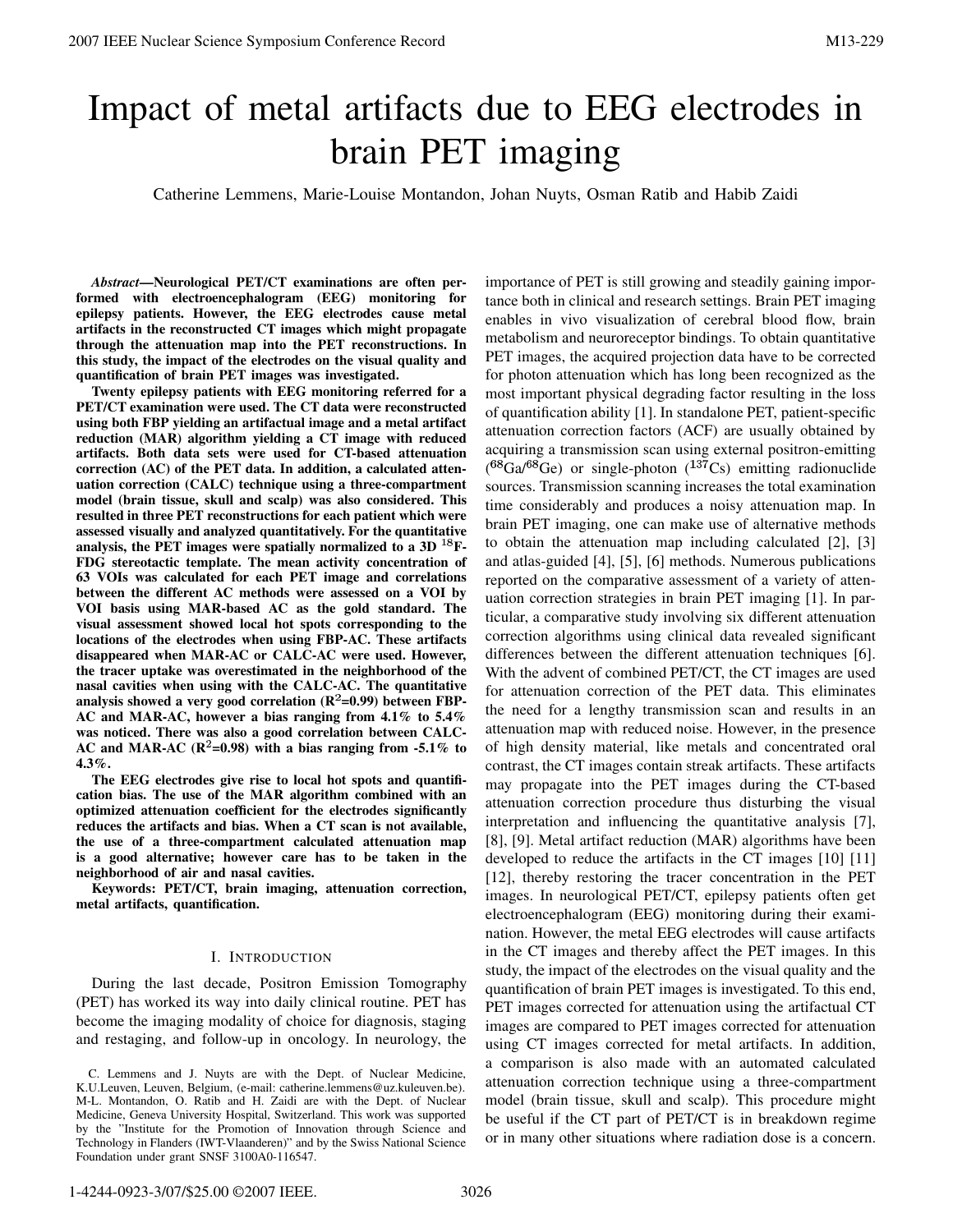# Impact of metal artifacts due to EEG electrodes in brain PET imaging

Catherine Lemmens, Marie-Louise Montandon, Johan Nuyts, Osman Ratib and Habib Zaidi

***Abstract*—Neurological PET/CT examinations are often performed with electroencephalogram (EEG) monitoring for epilepsy patients. However, the EEG electrodes cause metal artifacts in the reconstructed CT images which might propagate through the attenuation map into the PET reconstructions. In this study, the impact of the electrodes on the visual quality and quantification of brain PET images was investigated.**

**Twenty epilepsy patients with EEG monitoring referred for a PET/CT examination were used. The CT data were reconstructed using both FBP yielding an artifactual image and a metal artifact reduction (MAR) algorithm yielding a CT image with reduced artifacts. Both data sets were used for CT-based attenuation correction (AC) of the PET data. In addition, a calculated attenuation correction (CALC) technique using a three-compartment model (brain tissue, skull and scalp) was also considered. This resulted in three PET reconstructions for each patient which were assessed visually and analyzed quantitatively. For the quantitative analysis, the PET images were spatially normalized to a 3D $^{18}$F-FDG stereotactic template. The mean activity concentration of 63 VOIs was calculated for each PET image and correlations between the different AC methods were assessed on a VOI by VOI basis using MAR-based AC as the gold standard. The visual assessment showed local hot spots corresponding to the locations of the electrodes when using FBP-AC. These artifacts disappeared when MAR-AC or CALC-AC were used. However, the tracer uptake was overestimated in the neighborhood of the nasal cavities when using with the CALC-AC. The quantitative analysis showed a very good correlation ($R^2$=0.99) between FBP-AC and MAR-AC, however a bias ranging from 4.1% to 5.4% was noticed. There was also a good correlation between CALC-AC and MAR-AC ($R^2$=0.98) with a bias ranging from -5.1% to 4.3%.**

**The EEG electrodes give rise to local hot spots and quantification bias. The use of the MAR algorithm combined with an optimized attenuation coefficient for the electrodes significantly reduces the artifacts and bias. When a CT scan is not available, the use of a three-compartment calculated attenuation map is a good alternative; however care has to be taken in the neighborhood of air and nasal cavities.**

**Keywords: PET/CT, brain imaging, attenuation correction, metal artifacts, quantification.**

## I. Introduction

During the last decade, Positron Emission Tomography (PET) has worked its way into daily clinical routine. PET has become the imaging modality of choice for diagnosis, staging and restaging, and follow-up in oncology. In neurology, the importance of PET is still growing and steadily gaining importance both in clinical and research settings. Brain PET imaging enables in vivo visualization of cerebral blood flow, brain metabolism and neuroreceptor bindings. To obtain quantitative PET images, the acquired projection data have to be corrected for photon attenuation which has long been recognized as the most important physical degrading factor resulting in the loss of quantification ability [1]. In standalone PET, patient-specific attenuation correction factors (ACF) are usually obtained by acquiring a transmission scan using external positron-emitting ($^{68}$Ga/$^{68}$Ge) or single-photon ($^{137}$Cs) emitting radionuclide sources. Transmission scanning increases the total examination time considerably and produces a noisy attenuation map. In brain PET imaging, one can make use of alternative methods to obtain the attenuation map including calculated [2], [3] and atlas-guided [4], [5], [6] methods. Numerous publications reported on the comparative assessment of a variety of attenuation correction strategies in brain PET imaging [1]. In particular, a comparative study involving six different attenuation correction algorithms using clinical data revealed significant differences between the different attenuation techniques [6]. With the advent of combined PET/CT, the CT images are used for attenuation correction of the PET data. This eliminates the need for a lengthy transmission scan and results in an attenuation map with reduced noise. However, in the presence of high density material, like metals and concentrated oral contrast, the CT images contain streak artifacts. These artifacts may propagate into the PET images during the CT-based attenuation correction procedure thus disturbing the visual interpretation and influencing the quantitative analysis [7], [8], [9]. Metal artifact reduction (MAR) algorithms have been developed to reduce the artifacts in the CT images [10] [11] [12], thereby restoring the tracer concentration in the PET images. In neurological PET/CT, epilepsy patients often get electroencephalogram (EEG) monitoring during their examination. However, the metal EEG electrodes will cause artifacts in the CT images and thereby affect the PET images. In this study, the impact of the electrodes on the visual quality and the quantification of brain PET images is investigated. To this end, PET images corrected for attenuation using the artifactual CT images are compared to PET images corrected for attenuation using CT images corrected for metal artifacts. In addition, a comparison is also made with an automated calculated attenuation correction technique using a three-compartment model (brain tissue, skull and scalp). This procedure might be useful if the CT part of PET/CT is in breakdown regime or in many other situations where radiation dose is a concern.

C. Lemmens and J. Nuyts are with the Dept. of Nuclear Medicine, K.U.Leuven, Leuven, Belgium, (e-mail: catherine.lemmens@uz.kuleuven.be). M-L. Montandon, O. Ratib and H. Zaidi are with the Dept. of Nuclear Medicine, Geneva University Hospital, Switzerland. This work was supported by the "Institute for the Promotion of Innovation through Science and Technology in Flanders (IWT-Vlaanderen)" and by the Swiss National Science Foundation under grant SNSF 3100A0-116547.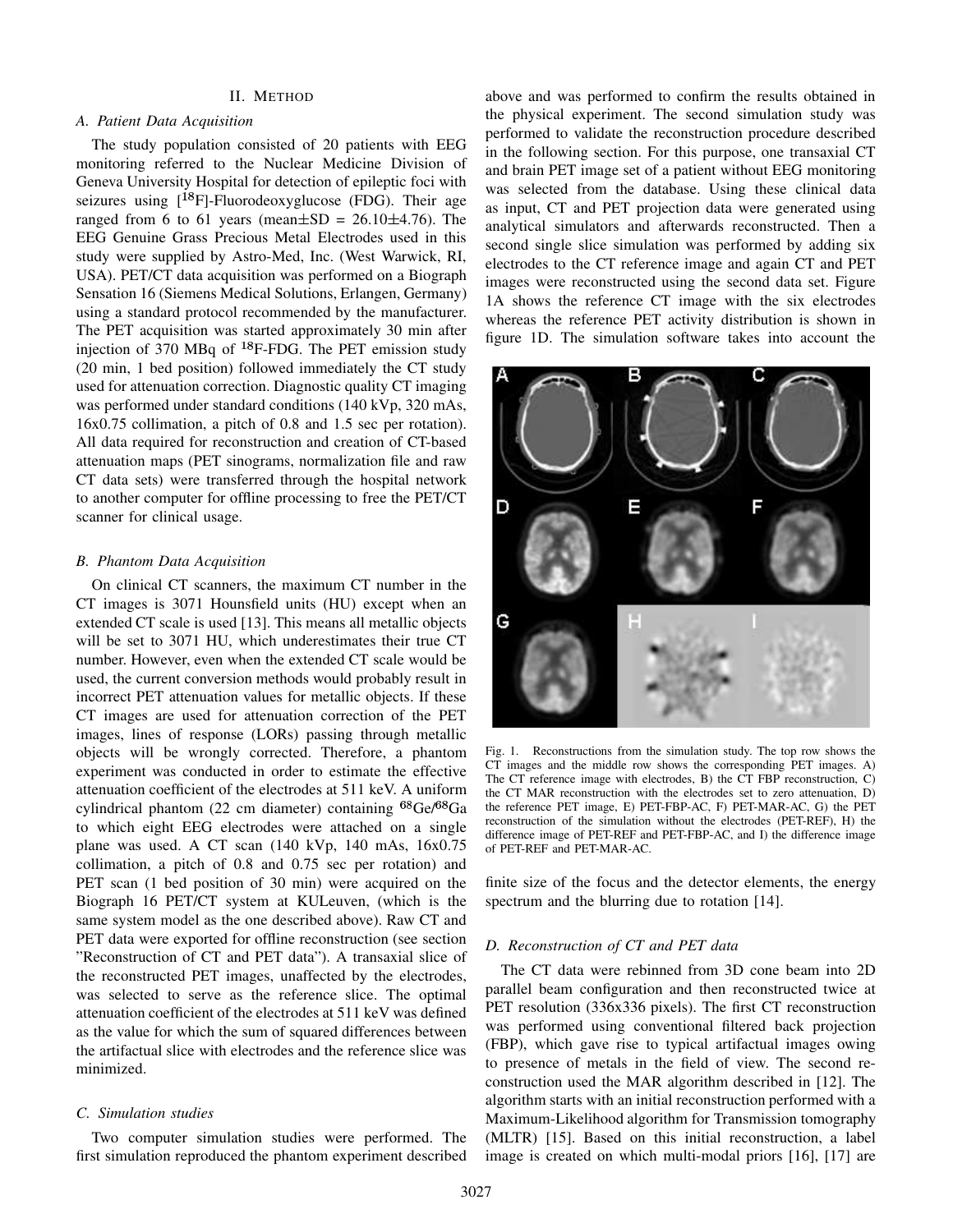## II. Method

### A. Patient Data Acquisition

The study population consisted of 20 patients with EEG monitoring referred to the Nuclear Medicine Division of Geneva University Hospital for detection of epileptic foci with seizures using [$^{18}$F]-Fluorodeoxyglucose (FDG). Their age ranged from 6 to 61 years (mean±SD = 26.10±4.76). The EEG Genuine Grass Precious Metal Electrodes used in this study were supplied by Astro-Med, Inc. (West Warwick, RI, USA). PET/CT data acquisition was performed on a Biograph Sensation 16 (Siemens Medical Solutions, Erlangen, Germany) using a standard protocol recommended by the manufacturer. The PET acquisition was started approximately 30 min after injection of 370 MBq of $^{18}$F-FDG. The PET emission study (20 min, 1 bed position) followed immediately the CT study used for attenuation correction. Diagnostic quality CT imaging was performed under standard conditions (140 kVp, 320 mAs, 16x0.75 collimation, a pitch of 0.8 and 1.5 sec per rotation). All data required for reconstruction and creation of CT-based attenuation maps (PET sinograms, normalization file and raw CT data sets) were transferred through the hospital network to another computer for offline processing to free the PET/CT scanner for clinical usage.

### B. Phantom Data Acquisition

On clinical CT scanners, the maximum CT number in the CT images is 3071 Hounsfield units (HU) except when an extended CT scale is used [13]. This means all metallic objects will be set to 3071 HU, which underestimates their true CT number. However, even when the extended CT scale would be used, the current conversion methods would probably result in incorrect PET attenuation values for metallic objects. If these CT images are used for attenuation correction of the PET images, lines of response (LORs) passing through metallic objects will be wrongly corrected. Therefore, a phantom experiment was conducted in order to estimate the effective attenuation coefficient of the electrodes at 511 keV. A uniform cylindrical phantom (22 cm diameter) containing $^{68}$Ge/$^{68}$Ga to which eight EEG electrodes were attached on a single plane was used. A CT scan (140 kVp, 140 mAs, 16x0.75 collimation, a pitch of 0.8 and 0.75 sec per rotation) and PET scan (1 bed position of 30 min) were acquired on the Biograph 16 PET/CT system at KULeuven, (which is the same system model as the one described above). Raw CT and PET data were exported for offline reconstruction (see section "Reconstruction of CT and PET data"). A transaxial slice of the reconstructed PET images, unaffected by the electrodes, was selected to serve as the reference slice. The optimal attenuation coefficient of the electrodes at 511 keV was defined as the value for which the sum of squared differences between the artifactual slice with electrodes and the reference slice was minimized.

### C. Simulation studies

Two computer simulation studies were performed. The first simulation reproduced the phantom experiment described above and was performed to confirm the results obtained in the physical experiment. The second simulation study was performed to validate the reconstruction procedure described in the following section. For this purpose, one transaxial CT and brain PET image set of a patient without EEG monitoring was selected from the database. Using these clinical data as input, CT and PET projection data were generated using analytical simulators and afterwards reconstructed. Then a second single slice simulation was performed by adding six electrodes to the CT reference image and again CT and PET images were reconstructed using the second data set. Figure 1A shows the reference CT image with the six electrodes whereas the reference PET activity distribution is shown in figure 1D. The simulation software takes into account the finite size of the focus and the detector elements, the energy spectrum and the blurring due to rotation [14].

Fig. 1. Reconstructions from the simulation study. The top row shows the CT images and the middle row shows the corresponding PET images. A) The CT reference image with electrodes, B) the CT FBP reconstruction, C) the CT MAR reconstruction with the electrodes set to zero attenuation, D) the reference PET image, E) PET-FBP-AC, F) PET-MAR-AC, G) the PET reconstruction of the simulation without the electrodes (PET-REF), H) the difference image of PET-REF and PET-FBP-AC, and I) the difference image of PET-REF and PET-MAR-AC.

### D. Reconstruction of CT and PET data

The CT data were rebinned from 3D cone beam into 2D parallel beam configuration and then reconstructed twice at PET resolution (336x336 pixels). The first CT reconstruction was performed using conventional filtered back projection (FBP), which gave rise to typical artifactual images owing to presence of metals in the field of view. The second reconstruction used the MAR algorithm described in [12]. The algorithm starts with an initial reconstruction performed with a Maximum-Likelihood algorithm for Transmission tomography (MLTR) [15]. Based on this initial reconstruction, a label image is created on which multi-modal priors [16], [17] are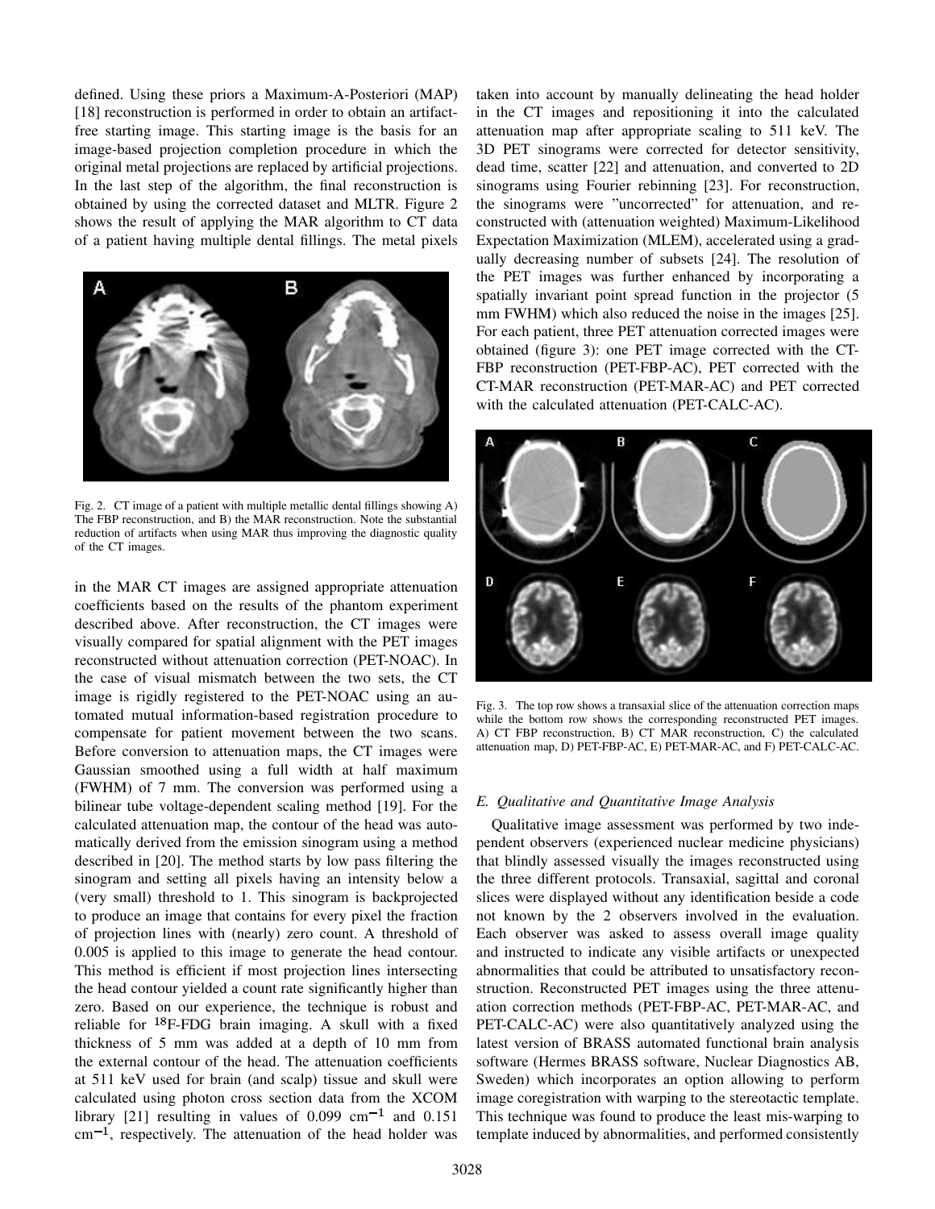defined. Using these priors a Maximum-A-Posteriori (MAP) [18] reconstruction is performed in order to obtain an artifact-free starting image. This starting image is the basis for an image-based projection completion procedure in which the original metal projections are replaced by artificial projections. In the last step of the algorithm, the final reconstruction is obtained by using the corrected dataset and MLTR. Figure 2 shows the result of applying the MAR algorithm to CT data of a patient having multiple dental fillings. The metal pixels in the MAR CT images are assigned appropriate attenuation coefficients based on the results of the phantom experiment described above. After reconstruction, the CT images were visually compared for spatial alignment with the PET images reconstructed without attenuation correction (PET-NOAC). In the case of visual mismatch between the two sets, the CT image is rigidly registered to the PET-NOAC using an automated mutual information-based registration procedure to compensate for patient movement between the two scans. Before conversion to attenuation maps, the CT images were Gaussian smoothed using a full width at half maximum (FWHM) of 7 mm. The conversion was performed using a bilinear tube voltage-dependent scaling method [19]. For the calculated attenuation map, the contour of the head was automatically derived from the emission sinogram using a method described in [20]. The method starts by low pass filtering the sinogram and setting all pixels having an intensity below a (very small) threshold to 1. This sinogram is backprojected to produce an image that contains for every pixel the fraction of projection lines with (nearly) zero count. A threshold of 0.005 is applied to this image to generate the head contour. This method is efficient if most projection lines intersecting the head contour yielded a count rate significantly higher than zero. Based on our experience, the technique is robust and reliable for $^{18}$F-FDG brain imaging. A skull with a fixed thickness of 5 mm was added at a depth of 10 mm from the external contour of the head. The attenuation coefficients at 511 keV used for brain (and scalp) tissue and skull were calculated using photon cross section data from the XCOM library [21] resulting in values of 0.099 $cm^{-1}$ and 0.151 $cm^{-1}$, respectively. The attenuation of the head holder was

Fig. 2. CT image of a patient with multiple metallic dental fillings showing A) The FBP reconstruction, and B) the MAR reconstruction. Note the substantial reduction of artifacts when using MAR thus improving the diagnostic quality of the CT images.

taken into account by manually delineating the head holder in the CT images and repositioning it into the calculated attenuation map after appropriate scaling to 511 keV. The 3D PET sinograms were corrected for detector sensitivity, dead time, scatter [22] and attenuation, and converted to 2D sinograms using Fourier rebinning [23]. For reconstruction, the sinograms were "uncorrected" for attenuation, and reconstructed with (attenuation weighted) Maximum-Likelihood Expectation Maximization (MLEM), accelerated using a gradually decreasing number of subsets [24]. The resolution of the PET images was further enhanced by incorporating a spatially invariant point spread function in the projector (5 mm FWHM) which also reduced the noise in the images [25]. For each patient, three PET attenuation corrected images were obtained (figure 3): one PET image corrected with the CT-FBP reconstruction (PET-FBP-AC), PET corrected with the CT-MAR reconstruction (PET-MAR-AC) and PET corrected with the calculated attenuation (PET-CALC-AC).

Fig. 3. The top row shows a transaxial slice of the attenuation correction maps while the bottom row shows the corresponding reconstructed PET images. A) CT FBP reconstruction, B) CT MAR reconstruction, C) the calculated attenuation map, D) PET-FBP-AC, E) PET-MAR-AC, and F) PET-CALC-AC.

### *E. Qualitative and Quantitative Image Analysis*

Qualitative image assessment was performed by two independent observers (experienced nuclear medicine physicians) that blindly assessed visually the images reconstructed using the three different protocols. Transaxial, sagittal and coronal slices were displayed without any identification beside a code not known by the 2 observers involved in the evaluation. Each observer was asked to assess overall image quality and instructed to indicate any visible artifacts or unexpected abnormalities that could be attributed to unsatisfactory reconstruction. Reconstructed PET images using the three attenuation correction methods (PET-FBP-AC, PET-MAR-AC, and PET-CALC-AC) were also quantitatively analyzed using the latest version of BRASS automated functional brain analysis software (Hermes BRASS software, Nuclear Diagnostics AB, Sweden) which incorporates an option allowing to perform image coregistration with warping to the stereotactic template. This technique was found to produce the least mis-warping to template induced by abnormalities, and performed consistently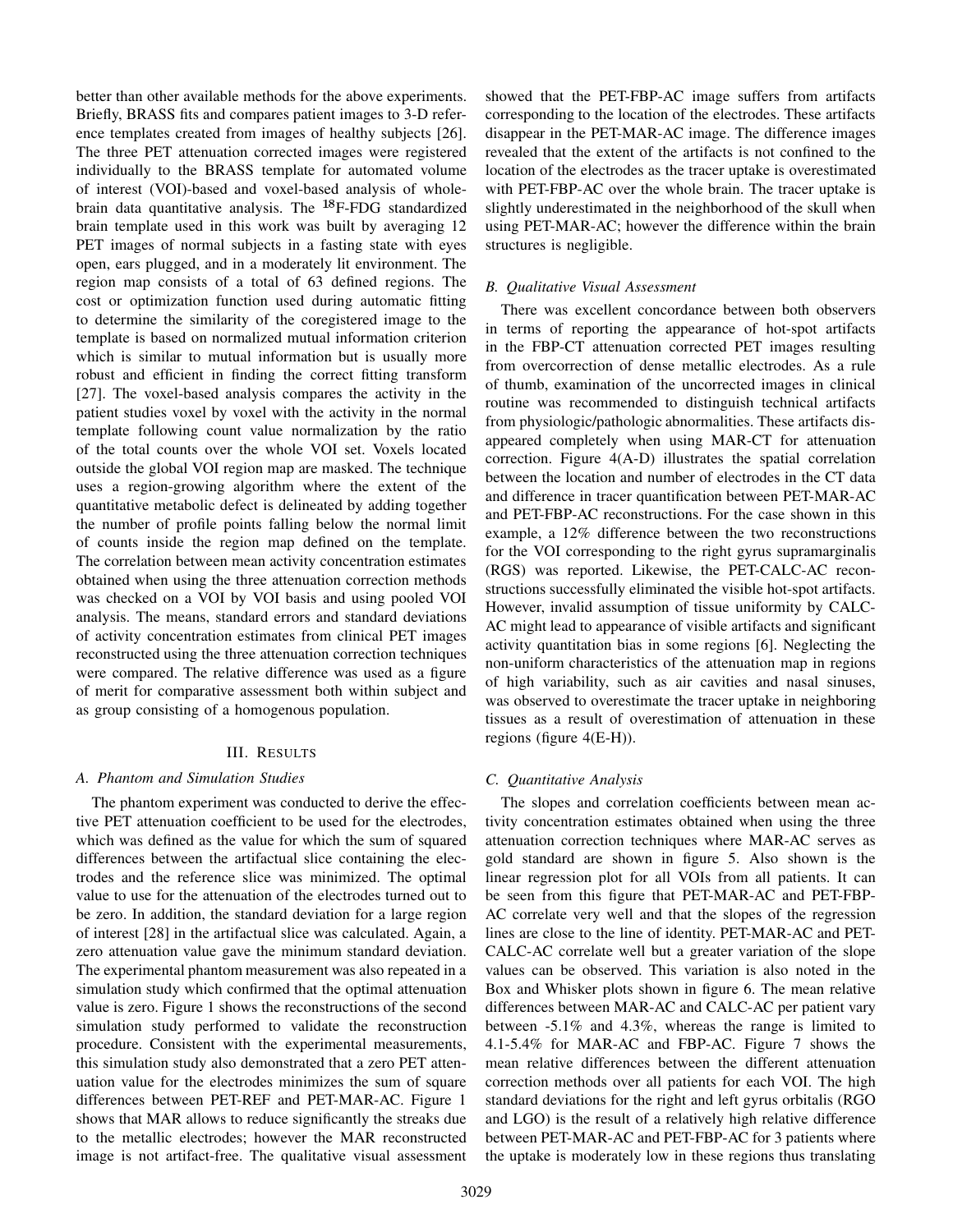better than other available methods for the above experiments. Briefly, BRASS fits and compares patient images to 3-D reference templates created from images of healthy subjects [26]. The three PET attenuation corrected images were registered individually to the BRASS template for automated volume of interest (VOI)-based and voxel-based analysis of whole-brain data quantitative analysis. The $^{18}$F-FDG standardized brain template used in this work was built by averaging 12 PET images of normal subjects in a fasting state with eyes open, ears plugged, and in a moderately lit environment. The region map consists of a total of 63 defined regions. The cost or optimization function used during automatic fitting to determine the similarity of the coregistered image to the template is based on normalized mutual information criterion which is similar to mutual information but is usually more robust and efficient in finding the correct fitting transform [27]. The voxel-based analysis compares the activity in the patient studies voxel by voxel with the activity in the normal template following count value normalization by the ratio of the total counts over the whole VOI set. Voxels located outside the global VOI region map are masked. The technique uses a region-growing algorithm where the extent of the quantitative metabolic defect is delineated by adding together the number of profile points falling below the normal limit of counts inside the region map defined on the template. The correlation between mean activity concentration estimates obtained when using the three attenuation correction methods was checked on a VOI by VOI basis and using pooled VOI analysis. The means, standard errors and standard deviations of activity concentration estimates from clinical PET images reconstructed using the three attenuation correction techniques were compared. The relative difference was used as a figure of merit for comparative assessment both within subject and as group consisting of a homogenous population.

## III. Results

### A. Phantom and Simulation Studies

The phantom experiment was conducted to derive the effective PET attenuation coefficient to be used for the electrodes, which was defined as the value for which the sum of squared differences between the artifactual slice containing the electrodes and the reference slice was minimized. The optimal value to use for the attenuation of the electrodes turned out to be zero. In addition, the standard deviation for a large region of interest [28] in the artifactual slice was calculated. Again, a zero attenuation value gave the minimum standard deviation. The experimental phantom measurement was also repeated in a simulation study which confirmed that the optimal attenuation value is zero. Figure 1 shows the reconstructions of the second simulation study performed to validate the reconstruction procedure. Consistent with the experimental measurements, this simulation study also demonstrated that a zero PET attenuation value for the electrodes minimizes the sum of square differences between PET-REF and PET-MAR-AC. Figure 1 shows that MAR allows to reduce significantly the streaks due to the metallic electrodes; however the MAR reconstructed image is not artifact-free. The qualitative visual assessment showed that the PET-FBP-AC image suffers from artifacts corresponding to the location of the electrodes. These artifacts disappear in the PET-MAR-AC image. The difference images revealed that the extent of the artifacts is not confined to the location of the electrodes as the tracer uptake is overestimated with PET-FBP-AC over the whole brain. The tracer uptake is slightly underestimated in the neighborhood of the skull when using PET-MAR-AC; however the difference within the brain structures is negligible.

### B. Qualitative Visual Assessment

There was excellent concordance between both observers in terms of reporting the appearance of hot-spot artifacts in the FBP-CT attenuation corrected PET images resulting from overcorrection of dense metallic electrodes. As a rule of thumb, examination of the uncorrected images in clinical routine was recommended to distinguish technical artifacts from physiologic/pathologic abnormalities. These artifacts disappeared completely when using MAR-CT for attenuation correction. Figure 4(A-D) illustrates the spatial correlation between the location and number of electrodes in the CT data and difference in tracer quantification between PET-MAR-AC and PET-FBP-AC reconstructions. For the case shown in this example, a 12% difference between the two reconstructions for the VOI corresponding to the right gyrus supramarginalis (RGS) was reported. Likewise, the PET-CALC-AC reconstructions successfully eliminated the visible hot-spot artifacts. However, invalid assumption of tissue uniformity by CALC-AC might lead to appearance of visible artifacts and significant activity quantitation bias in some regions [6]. Neglecting the non-uniform characteristics of the attenuation map in regions of high variability, such as air cavities and nasal sinuses, was observed to overestimate the tracer uptake in neighboring tissues as a result of overestimation of attenuation in these regions (figure 4(E-H)).

### C. Quantitative Analysis

The slopes and correlation coefficients between mean activity concentration estimates obtained when using the three attenuation correction techniques where MAR-AC serves as gold standard are shown in figure 5. Also shown is the linear regression plot for all VOIs from all patients. It can be seen from this figure that PET-MAR-AC and PET-FBP-AC correlate very well and that the slopes of the regression lines are close to the line of identity. PET-MAR-AC and PET-CALC-AC correlate well but a greater variation of the slope values can be observed. This variation is also noted in the Box and Whisker plots shown in figure 6. The mean relative differences between MAR-AC and CALC-AC per patient vary between -5.1% and 4.3%, whereas the range is limited to 4.1-5.4% for MAR-AC and FBP-AC. Figure 7 shows the mean relative differences between the different attenuation correction methods over all patients for each VOI. The high standard deviations for the right and left gyrus orbitalis (RGO and LGO) is the result of a relatively high relative difference between PET-MAR-AC and PET-FBP-AC for 3 patients where the uptake is moderately low in these regions thus translating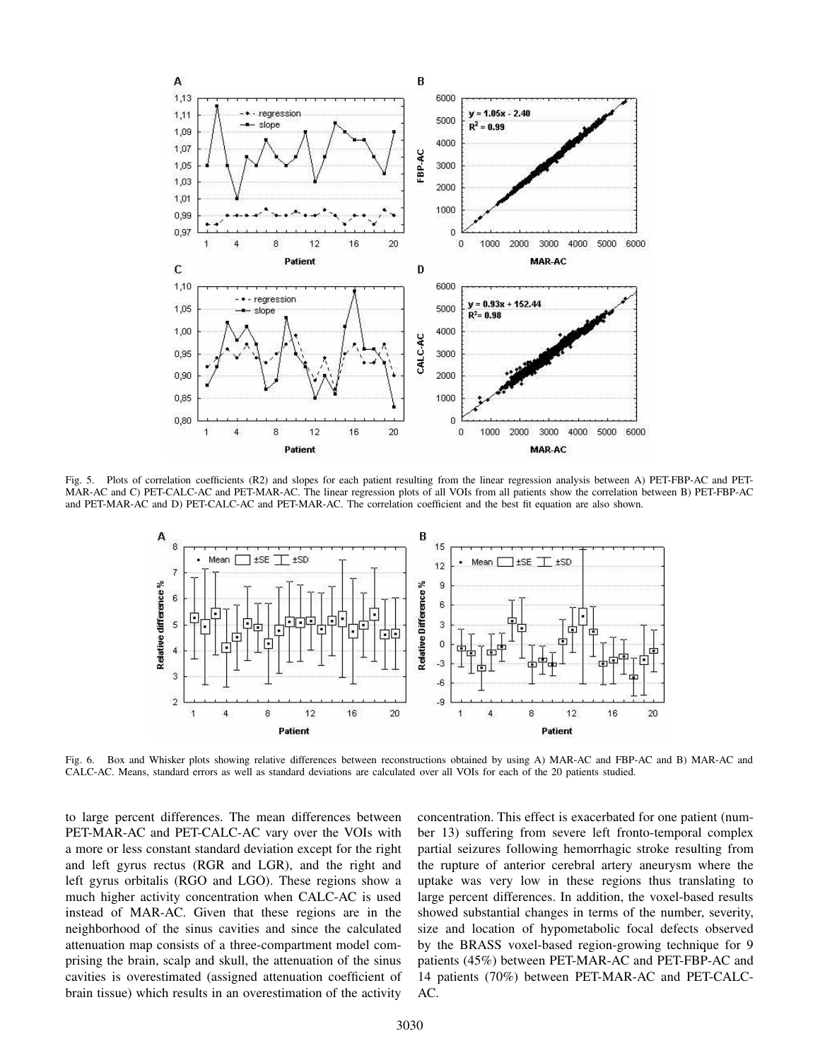Fig. 5. Plots of correlation coefficients (R2) and slopes for each patient resulting from the linear regression analysis between A) PET-FBP-AC and PET-MAR-AC and C) PET-CALC-AC and PET-MAR-AC. The linear regression plots of all VOIs from all patients show the correlation between B) PET-FBP-AC and PET-MAR-AC and D) PET-CALC-AC and PET-MAR-AC. The correlation coefficient and the best fit equation are also shown.

Fig. 6. Box and Whisker plots showing relative differences between reconstructions obtained by using A) MAR-AC and FBP-AC and B) MAR-AC and CALC-AC. Means, standard errors as well as standard deviations are calculated over all VOIs for each of the 20 patients studied.

to large percent differences. The mean differences between PET-MAR-AC and PET-CALC-AC vary over the VOIs with a more or less constant standard deviation except for the right and left gyrus rectus (RGR and LGR), and the right and left gyrus orbitalis (RGO and LGO). These regions show a much higher activity concentration when CALC-AC is used instead of MAR-AC. Given that these regions are in the neighborhood of the sinus cavities and since the calculated attenuation map consists of a three-compartment model comprising the brain, scalp and skull, the attenuation of the sinus cavities is overestimated (assigned attenuation coefficient of brain tissue) which results in an overestimation of the activity concentration. This effect is exacerbated for one patient (number 13) suffering from severe left fronto-temporal complex partial seizures following hemorrhagic stroke resulting from the rupture of anterior cerebral artery aneurysm where the uptake was very low in these regions thus translating to large percent differences. In addition, the voxel-based results showed substantial changes in terms of the number, severity, size and location of hypometabolic focal defects observed by the BRASS voxel-based region-growing technique for 9 patients (45%) between PET-MAR-AC and PET-FBP-AC and 14 patients (70%) between PET-MAR-AC and PET-CALC-AC.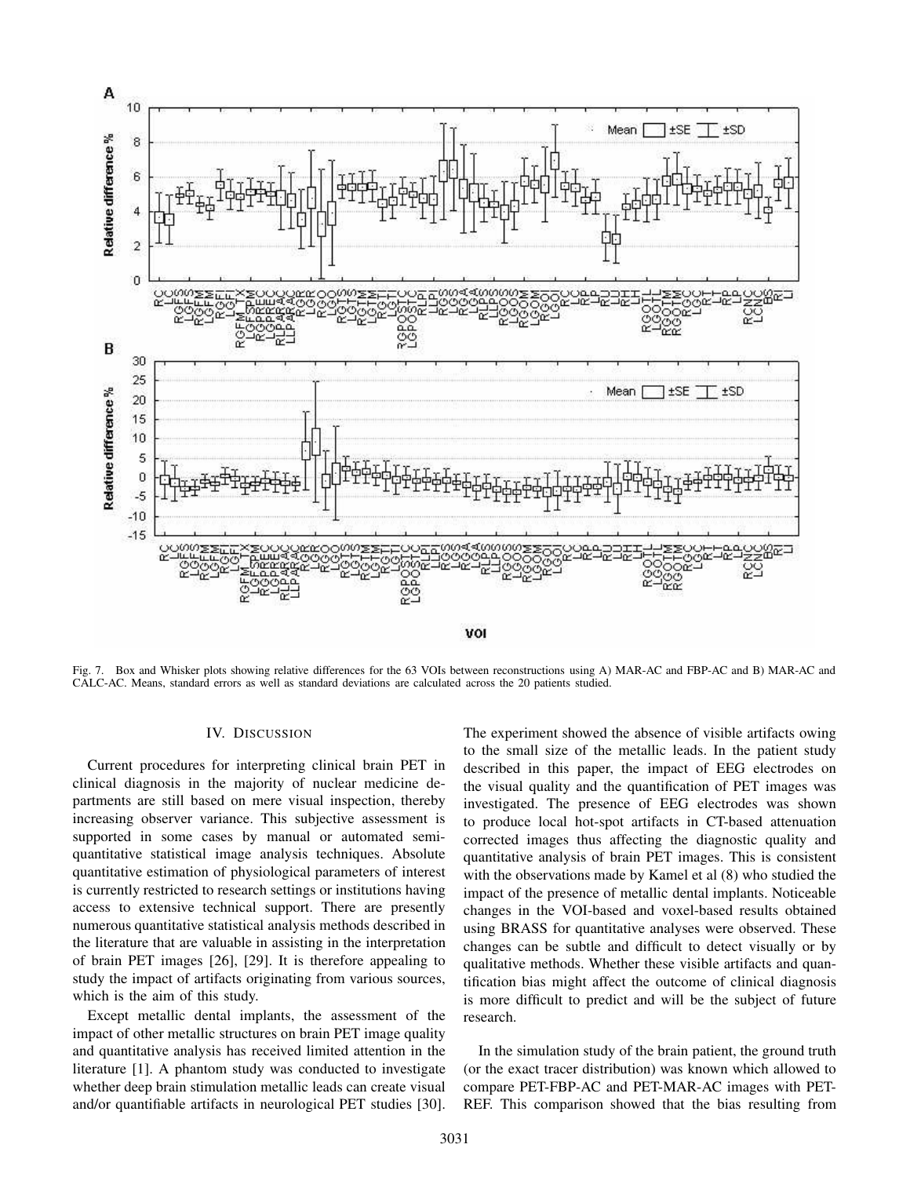Fig. 7. Box and Whisker plots showing relative differences for the 63 VOIs between reconstructions using A) MAR-AC and FBP-AC and B) MAR-AC and CALC-AC. Means, standard errors as well as standard deviations are calculated across the 20 patients studied.

## IV. Discussion

Current procedures for interpreting clinical brain PET in clinical diagnosis in the majority of nuclear medicine departments are still based on mere visual inspection, thereby increasing observer variance. This subjective assessment is supported in some cases by manual or automated semi-quantitative statistical image analysis techniques. Absolute quantitative estimation of physiological parameters of interest is currently restricted to research settings or institutions having access to extensive technical support. There are presently numerous quantitative statistical analysis methods described in the literature that are valuable in assisting in the interpretation of brain PET images [26], [29]. It is therefore appealing to study the impact of artifacts originating from various sources, which is the aim of this study.

Except metallic dental implants, the assessment of the impact of other metallic structures on brain PET image quality and quantitative analysis has received limited attention in the literature [1]. A phantom study was conducted to investigate whether deep brain stimulation metallic leads can create visual and/or quantifiable artifacts in neurological PET studies [30]. The experiment showed the absence of visible artifacts owing to the small size of the metallic leads. In the patient study described in this paper, the impact of EEG electrodes on the visual quality and the quantification of PET images was investigated. The presence of EEG electrodes was shown to produce local hot-spot artifacts in CT-based attenuation corrected images thus affecting the diagnostic quality and quantitative analysis of brain PET images. This is consistent with the observations made by Kamel et al (8) who studied the impact of the presence of metallic dental implants. Noticeable changes in the VOI-based and voxel-based results obtained using BRASS for quantitative analyses were observed. These changes can be subtle and difficult to detect visually or by qualitative methods. Whether these visible artifacts and quantification bias might affect the outcome of clinical diagnosis is more difficult to predict and will be the subject of future research.

In the simulation study of the brain patient, the ground truth (or the exact tracer distribution) was known which allowed to compare PET-FBP-AC and PET-MAR-AC images with PET-REF. This comparison showed that the bias resulting from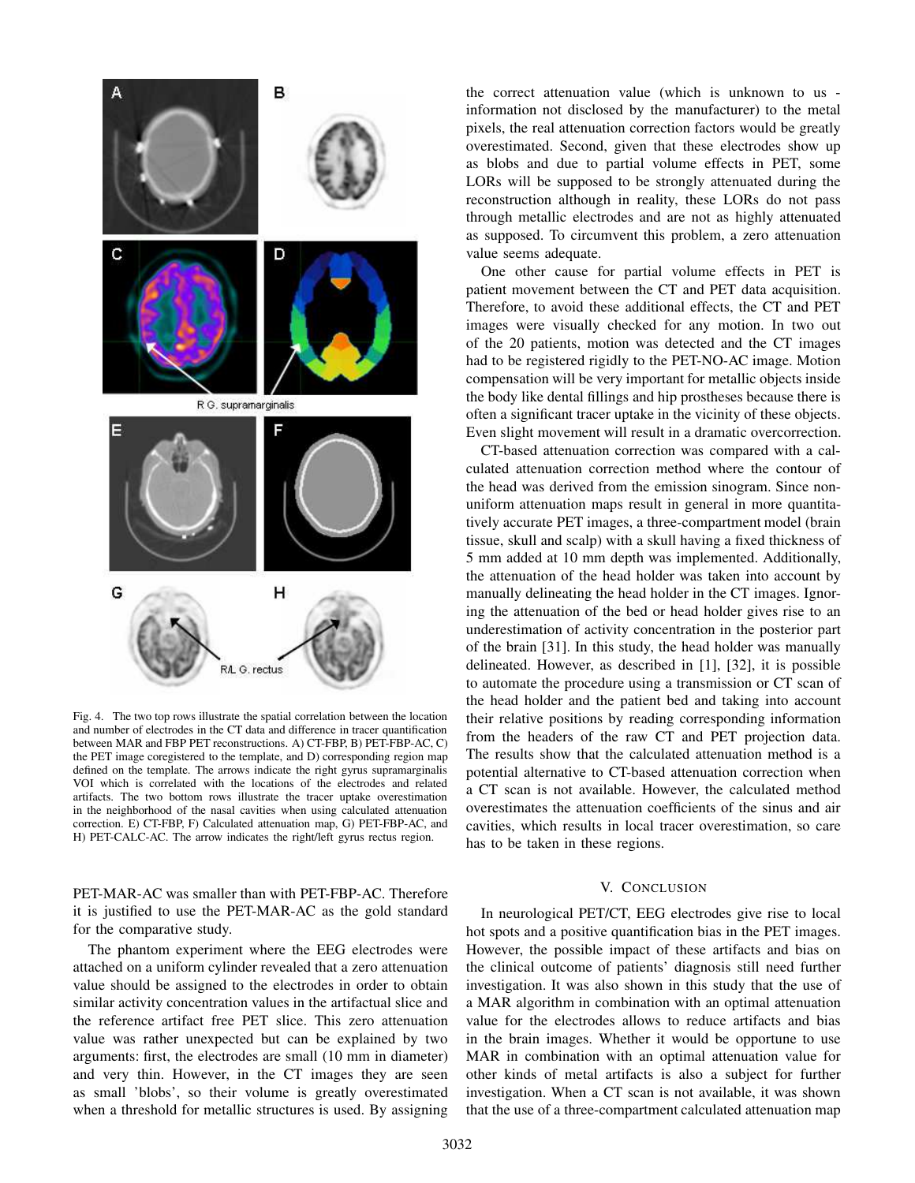Fig. 4. The two top rows illustrate the spatial correlation between the location and number of electrodes in the CT data and difference in tracer quantification between MAR and FBP PET reconstructions. A) CT-FBP, B) PET-FBP-AC, C) the PET image coregistered to the template, and D) corresponding region map defined on the template. The arrows indicate the right gyrus supramarginalis VOI which is correlated with the locations of the electrodes and related artifacts. The two bottom rows illustrate the tracer uptake overestimation in the neighborhood of the nasal cavities when using calculated attenuation correction. E) CT-FBP, F) Calculated attenuation map, G) PET-FBP-AC, and H) PET-CALC-AC. The arrow indicates the right/left gyrus rectus region.

PET-MAR-AC was smaller than with PET-FBP-AC. Therefore it is justified to use the PET-MAR-AC as the gold standard for the comparative study.

The phantom experiment where the EEG electrodes were attached on a uniform cylinder revealed that a zero attenuation value should be assigned to the electrodes in order to obtain similar activity concentration values in the artifactual slice and the reference artifact free PET slice. This zero attenuation value was rather unexpected but can be explained by two arguments: first, the electrodes are small (10 mm in diameter) and very thin. However, in the CT images they are seen as small 'blobs', so their volume is greatly overestimated when a threshold for metallic structures is used. By assigning the correct attenuation value (which is unknown to us - information not disclosed by the manufacturer) to the metal pixels, the real attenuation correction factors would be greatly overestimated. Second, given that these electrodes show up as blobs and due to partial volume effects in PET, some LORs will be supposed to be strongly attenuated during the reconstruction although in reality, these LORs do not pass through metallic electrodes and are not as highly attenuated as supposed. To circumvent this problem, a zero attenuation value seems adequate.

One other cause for partial volume effects in PET is patient movement between the CT and PET data acquisition. Therefore, to avoid these additional effects, the CT and PET images were visually checked for any motion. In two out of the 20 patients, motion was detected and the CT images had to be registered rigidly to the PET-NO-AC image. Motion compensation will be very important for metallic objects inside the body like dental fillings and hip prostheses because there is often a significant tracer uptake in the vicinity of these objects. Even slight movement will result in a dramatic overcorrection.

CT-based attenuation correction was compared with a calculated attenuation correction method where the contour of the head was derived from the emission sinogram. Since non-uniform attenuation maps result in general in more quantitatively accurate PET images, a three-compartment model (brain tissue, skull and scalp) with a skull having a fixed thickness of 5 mm added at 10 mm depth was implemented. Additionally, the attenuation of the head holder was taken into account by manually delineating the head holder in the CT images. Ignoring the attenuation of the bed or head holder gives rise to an underestimation of activity concentration in the posterior part of the brain [31]. In this study, the head holder was manually delineated. However, as described in [1], [32], it is possible to automate the procedure using a transmission or CT scan of the head holder and the patient bed and taking into account their relative positions by reading corresponding information from the headers of the raw CT and PET projection data. The results show that the calculated attenuation method is a potential alternative to CT-based attenuation correction when a CT scan is not available. However, the calculated method overestimates the attenuation coefficients of the sinus and air cavities, which results in local tracer overestimation, so care has to be taken in these regions.

## V. Conclusion

In neurological PET/CT, EEG electrodes give rise to local hot spots and a positive quantification bias in the PET images. However, the possible impact of these artifacts and bias on the clinical outcome of patients' diagnosis still need further investigation. It was also shown in this study that the use of a MAR algorithm in combination with an optimal attenuation value for the electrodes allows to reduce artifacts and bias in the brain images. Whether it would be opportune to use MAR in combination with an optimal attenuation value for other kinds of metal artifacts is also a subject for further investigation. When a CT scan is not available, it was shown that the use of a three-compartment calculated attenuation map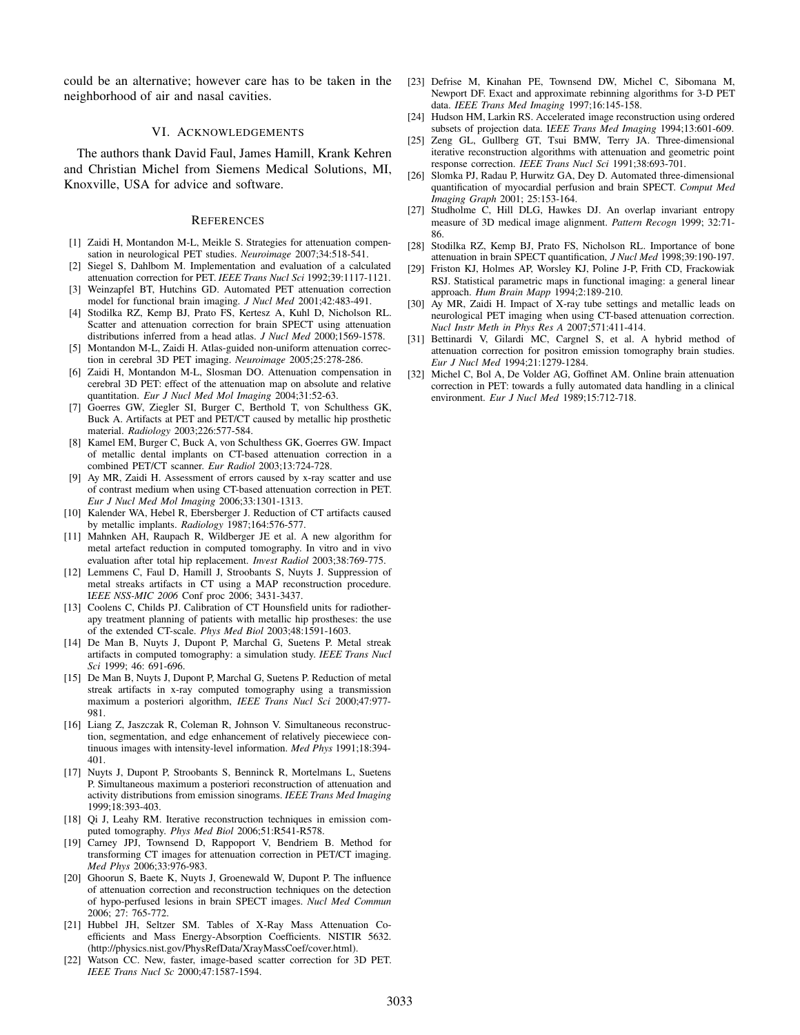could be an alternative; however care has to be taken in the neighborhood of air and nasal cavities.

## VI. Acknowledgements

The authors thank David Faul, James Hamill, Krank Kehren and Christian Michel from Siemens Medical Solutions, MI, Knoxville, USA for advice and software.

## References

[1] Zaidi H, Montandon M-L, Meikle S. Strategies for attenuation compensation in neurological PET studies. *Neuroimage* 2007;34:518-541.

[2] Siegel S, Dahlbom M. Implementation and evaluation of a calculated attenuation correction for PET. *IEEE Trans Nucl Sci* 1992;39:1117-1121.

[3] Weinzapfel BT, Hutchins GD. Automated PET attenuation correction model for functional brain imaging. *J Nucl Med* 2001;42:483-491.

[4] Stodilka RZ, Kemp BJ, Prato FS, Kertesz A, Kuhl D, Nicholson RL. Scatter and attenuation correction for brain SPECT using attenuation distributions inferred from a head atlas. *J Nucl Med* 2000;1569-1578.

[5] Montandon M-L, Zaidi H. Atlas-guided non-uniform attenuation correction in cerebral 3D PET imaging. *Neuroimage* 2005;25:278-286.

[6] Zaidi H, Montandon M-L, Slosman DO. Attenuation compensation in cerebral 3D PET: effect of the attenuation map on absolute and relative quantitation. *Eur J Nucl Med Mol Imaging* 2004;31:52-63.

[7] Goerres GW, Ziegler SI, Burger C, Berthold T, von Schulthess GK, Buck A. Artifacts at PET and PET/CT caused by metallic hip prosthetic material. *Radiology* 2003;226:577-584.

[8] Kamel EM, Burger C, Buck A, von Schulthess GK, Goerres GW. Impact of metallic dental implants on CT-based attenuation correction in a combined PET/CT scanner. *Eur Radiol* 2003;13:724-728.

[9] Ay MR, Zaidi H. Assessment of errors caused by x-ray scatter and use of contrast medium when using CT-based attenuation correction in PET. *Eur J Nucl Med Mol Imaging* 2006;33:1301-1313.

[10] Kalender WA, Hebel R, Ebersberger J. Reduction of CT artifacts caused by metallic implants. *Radiology* 1987;164:576-577.

[11] Mahnken AH, Raupach R, Wildberger JE et al. A new algorithm for metal artefact reduction in computed tomography. In vitro and in vivo evaluation after total hip replacement. *Invest Radiol* 2003;38:769-775.

[12] Lemmens C, Faul D, Hamill J, Stroobants S, Nuyts J. Suppression of metal streaks artifacts in CT using a MAP reconstruction procedure. I*EEE NSS-MIC 2006* Conf proc 2006; 3431-3437.

[13] Coolens C, Childs PJ. Calibration of CT Hounsfield units for radiotherapy treatment planning of patients with metallic hip prostheses: the use of the extended CT-scale. *Phys Med Biol* 2003;48:1591-1603.

[14] De Man B, Nuyts J, Dupont P, Marchal G, Suetens P. Metal streak artifacts in computed tomography: a simulation study. *IEEE Trans Nucl Sci* 1999; 46: 691-696.

[15] De Man B, Nuyts J, Dupont P, Marchal G, Suetens P. Reduction of metal streak artifacts in x-ray computed tomography using a transmission maximum a posteriori algorithm, *IEEE Trans Nucl Sci* 2000;47:977-981.

[16] Liang Z, Jaszczak R, Coleman R, Johnson V. Simultaneous reconstruction, segmentation, and edge enhancement of relatively piecewiece continuous images with intensity-level information. *Med Phys* 1991;18:394-401.

[17] Nuyts J, Dupont P, Stroobants S, Benninck R, Mortelmans L, Suetens P. Simultaneous maximum a posteriori reconstruction of attenuation and activity distributions from emission sinograms. *IEEE Trans Med Imaging* 1999;18:393-403.

[18] Qi J, Leahy RM. Iterative reconstruction techniques in emission computed tomography. *Phys Med Biol* 2006;51:R541-R578.

[19] Carney JPJ, Townsend D, Rappoport V, Bendriem B. Method for transforming CT images for attenuation correction in PET/CT imaging. *Med Phys* 2006;33:976-983.

[20] Ghoorun S, Baete K, Nuyts J, Groenewald W, Dupont P. The influence of attenuation correction and reconstruction techniques on the detection of hypo-perfused lesions in brain SPECT images. *Nucl Med Commun* 2006; 27: 765-772.

[21] Hubbel JH, Seltzer SM. Tables of X-Ray Mass Attenuation Coefficients and Mass Energy-Absorption Coefficients. NISTIR 5632. (http://physics.nist.gov/PhysRefData/XrayMassCoef/cover.html).

[22] Watson CC. New, faster, image-based scatter correction for 3D PET. *IEEE Trans Nucl Sc* 2000;47:1587-1594.

[23] Defrise M, Kinahan PE, Townsend DW, Michel C, Sibomana M, Newport DF. Exact and approximate rebinning algorithms for 3-D PET data. *IEEE Trans Med Imaging* 1997;16:145-158.

[24] Hudson HM, Larkin RS. Accelerated image reconstruction using ordered subsets of projection data. I*EEE Trans Med Imaging* 1994;13:601-609.

[25] Zeng GL, Gullberg GT, Tsui BMW, Terry JA. Three-dimensional iterative reconstruction algorithms with attenuation and geometric point response correction. *IEEE Trans Nucl Sci* 1991;38:693-701.

[26] Slomka PJ, Radau P, Hurwitz GA, Dey D. Automated three-dimensional quantification of myocardial perfusion and brain SPECT. *Comput Med Imaging Graph* 2001; 25:153-164.

[27] Studholme C, Hill DLG, Hawkes DJ. An overlap invariant entropy measure of 3D medical image alignment. *Pattern Recogn* 1999; 32:71-86.

[28] Stodilka RZ, Kemp BJ, Prato FS, Nicholson RL. Importance of bone attenuation in brain SPECT quantification, *J Nucl Med* 1998;39:190-197.

[29] Friston KJ, Holmes AP, Worsley KJ, Poline J-P, Frith CD, Frackowiak RSJ. Statistical parametric maps in functional imaging: a general linear approach. *Hum Brain Mapp* 1994;2:189-210.

[30] Ay MR, Zaidi H. Impact of X-ray tube settings and metallic leads on neurological PET imaging when using CT-based attenuation correction. *Nucl Instr Meth in Phys Res A* 2007;571:411-414.

[31] Bettinardi V, Gilardi MC, Cargnel S, et al. A hybrid method of attenuation correction for positron emission tomography brain studies. *Eur J Nucl Med* 1994;21:1279-1284.

[32] Michel C, Bol A, De Volder AG, Goffinet AM. Online brain attenuation correction in PET: towards a fully automated data handling in a clinical environment. *Eur J Nucl Med* 1989;15:712-718.